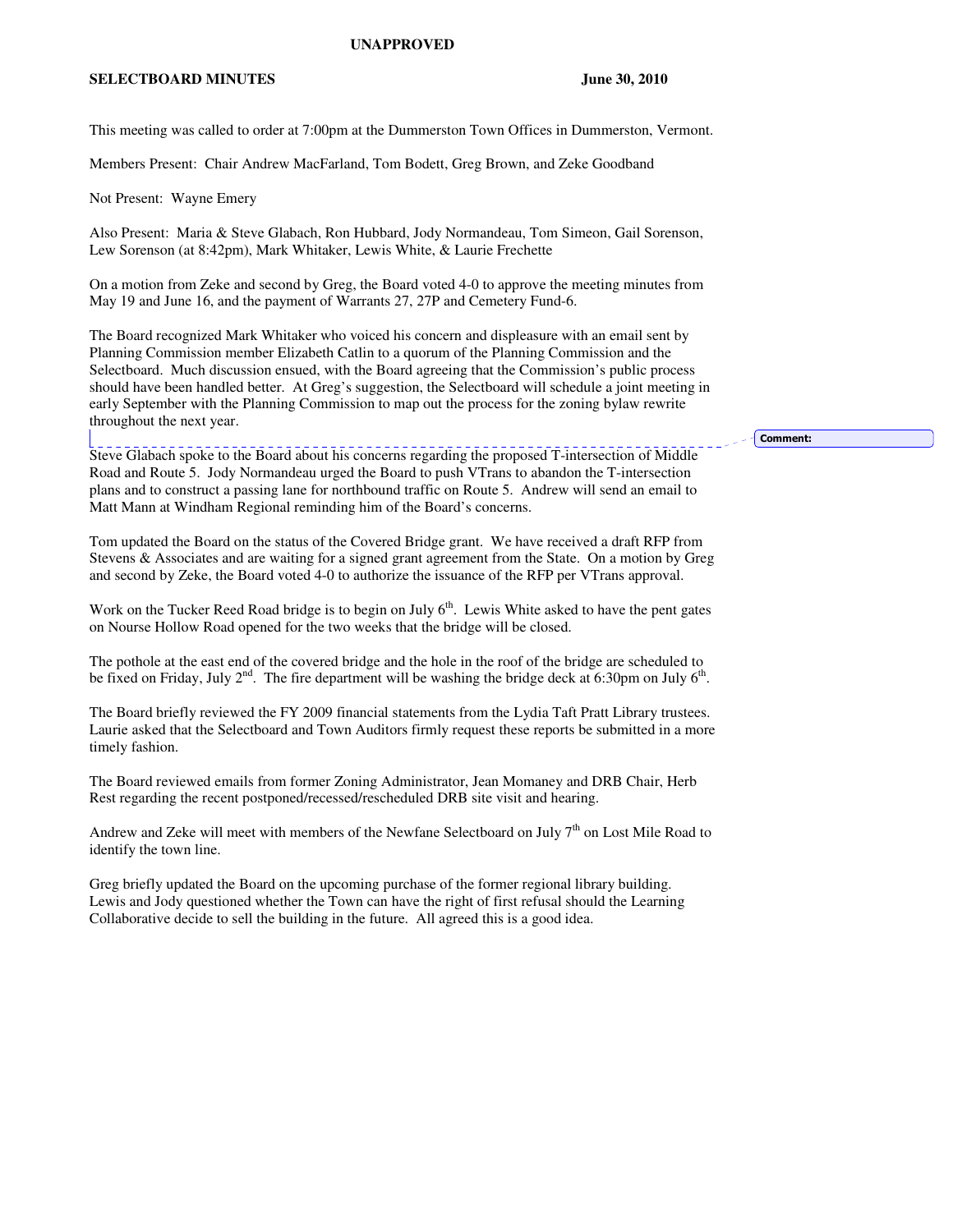**UNAPPROVED**

**SELECTBOARD MINUTES June 30, 2010**

This meeting was called to order at 7:00pm at the Dummerston Town Offices in Dummerston, Vermont.

Members Present: Chair Andrew MacFarland, Tom Bodett, Greg Brown, and Zeke Goodband

Not Present: Wayne Emery

Also Present: Maria & Steve Glabach, Ron Hubbard, Jody Normandeau, Tom Simeon, Gail Sorenson, Lew Sorenson (at 8:42pm), Mark Whitaker, Lewis White, & Laurie Frechette

On a motion from Zeke and second by Greg, the Board voted 4-0 to approve the meeting minutes from May 19 and June 16, and the payment of Warrants 27, 27P and Cemetery Fund-6.

The Board recognized Mark Whitaker who voiced his concern and displeasure with an email sent by Planning Commission member Elizabeth Catlin to a quorum of the Planning Commission and the Selectboard. Much discussion ensued, with the Board agreeing that the Commission's public process should have been handled better. At Greg's suggestion, the Selectboard will schedule a joint meeting in early September with the Planning Commission to map out the process for the zoning bylaw rewrite throughout the next year.

Comment:

Steve Glabach spoke to the Board about his concerns regarding the proposed T-intersection of Middle Road and Route 5. Jody Normandeau urged the Board to push VTrans to abandon the T-intersection plans and to construct a passing lane for northbound traffic on Route 5. Andrew will send an email to Matt Mann at Windham Regional reminding him of the Board's concerns.

Tom updated the Board on the status of the Covered Bridge grant. We have received a draft RFP from Stevens & Associates and are waiting for a signed grant agreement from the State. On a motion by Greg and second by Zeke, the Board voted 4-0 to authorize the issuance of the RFP per VTrans approval.

Work on the Tucker Reed Road bridge is to begin on July 6th. Lewis White asked to have the pent gates on Nourse Hollow Road opened for the two weeks that the bridge will be closed.

The pothole at the east end of the covered bridge and the hole in the roof of the bridge are scheduled to be fixed on Friday, July 2nd. The fire department will be washing the bridge deck at 6:30pm on July 6th.

The Board briefly reviewed the FY 2009 financial statements from the Lydia Taft Pratt Library trustees. Laurie asked that the Selectboard and Town Auditors firmly request these reports be submitted in a more timely fashion.

The Board reviewed emails from former Zoning Administrator, Jean Momaney and DRB Chair, Herb Rest regarding the recent postponed/recessed/rescheduled DRB site visit and hearing.

Andrew and Zeke will meet with members of the Newfane Selectboard on July 7th on Lost Mile Road to identify the town line.

Greg briefly updated the Board on the upcoming purchase of the former regional library building. Lewis and Jody questioned whether the Town can have the right of first refusal should the Learning Collaborative decide to sell the building in the future. All agreed this is a good idea.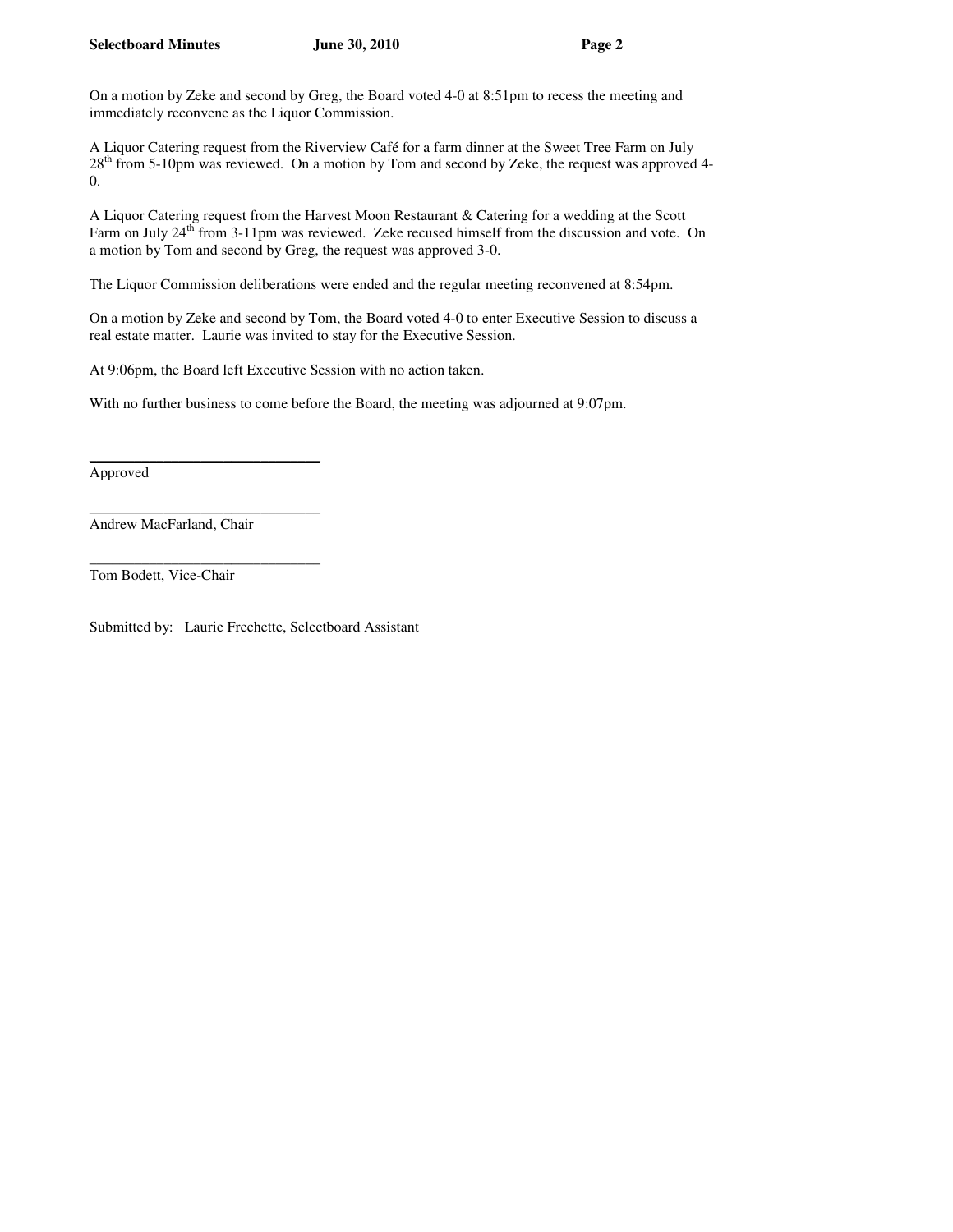On a motion by Zeke and second by Greg, the Board voted 4-0 at 8:51pm to recess the meeting and immediately reconvene as the Liquor Commission.

A Liquor Catering request from the Riverview Café for a farm dinner at the Sweet Tree Farm on July 28th from 5-10pm was reviewed. On a motion by Tom and second by Zeke, the request was approved 4-0.

A Liquor Catering request from the Harvest Moon Restaurant & Catering for a wedding at the Scott Farm on July 24th from 3-11pm was reviewed. Zeke recused himself from the discussion and vote. On a motion by Tom and second by Greg, the request was approved 3-0.

The Liquor Commission deliberations were ended and the regular meeting reconvened at 8:54pm.

On a motion by Zeke and second by Tom, the Board voted 4-0 to enter Executive Session to discuss a real estate matter. Laurie was invited to stay for the Executive Session.

At 9:06pm, the Board left Executive Session with no action taken.

With no further business to come before the Board, the meeting was adjourned at 9:07pm.

_______________________________
Approved

_______________________________
Andrew MacFarland, Chair

_______________________________
Tom Bodett, Vice-Chair

Submitted by: Laurie Frechette, Selectboard Assistant